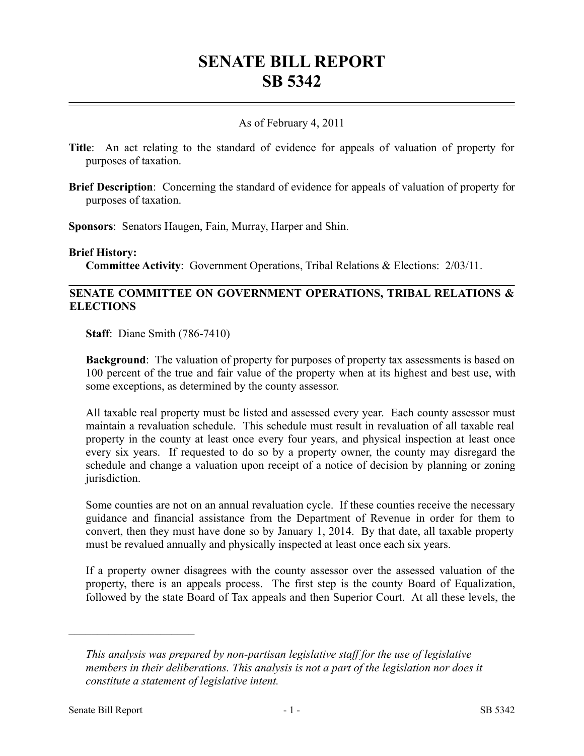# SENATE BILL REPORT
# SB 5342

As of February 4, 2011

**Title**: An act relating to the standard of evidence for appeals of valuation of property for purposes of taxation.

**Brief Description**: Concerning the standard of evidence for appeals of valuation of property for purposes of taxation.

**Sponsors**: Senators Haugen, Fain, Murray, Harper and Shin.

**Brief History:**

**Committee Activity**: Government Operations, Tribal Relations & Elections: 2/03/11.

## SENATE COMMITTEE ON GOVERNMENT OPERATIONS, TRIBAL RELATIONS & ELECTIONS

**Staff**: Diane Smith (786-7410)

**Background**: The valuation of property for purposes of property tax assessments is based on 100 percent of the true and fair value of the property when at its highest and best use, with some exceptions, as determined by the county assessor.

All taxable real property must be listed and assessed every year. Each county assessor must maintain a revaluation schedule. This schedule must result in revaluation of all taxable real property in the county at least once every four years, and physical inspection at least once every six years. If requested to do so by a property owner, the county may disregard the schedule and change a valuation upon receipt of a notice of decision by planning or zoning jurisdiction.

Some counties are not on an annual revaluation cycle. If these counties receive the necessary guidance and financial assistance from the Department of Revenue in order for them to convert, then they must have done so by January 1, 2014. By that date, all taxable property must be revalued annually and physically inspected at least once each six years.

If a property owner disagrees with the county assessor over the assessed valuation of the property, there is an appeals process. The first step is the county Board of Equalization, followed by the state Board of Tax appeals and then Superior Court. At all these levels, the

---

*This analysis was prepared by non-partisan legislative staff for the use of legislative members in their deliberations. This analysis is not a part of the legislation nor does it constitute a statement of legislative intent.*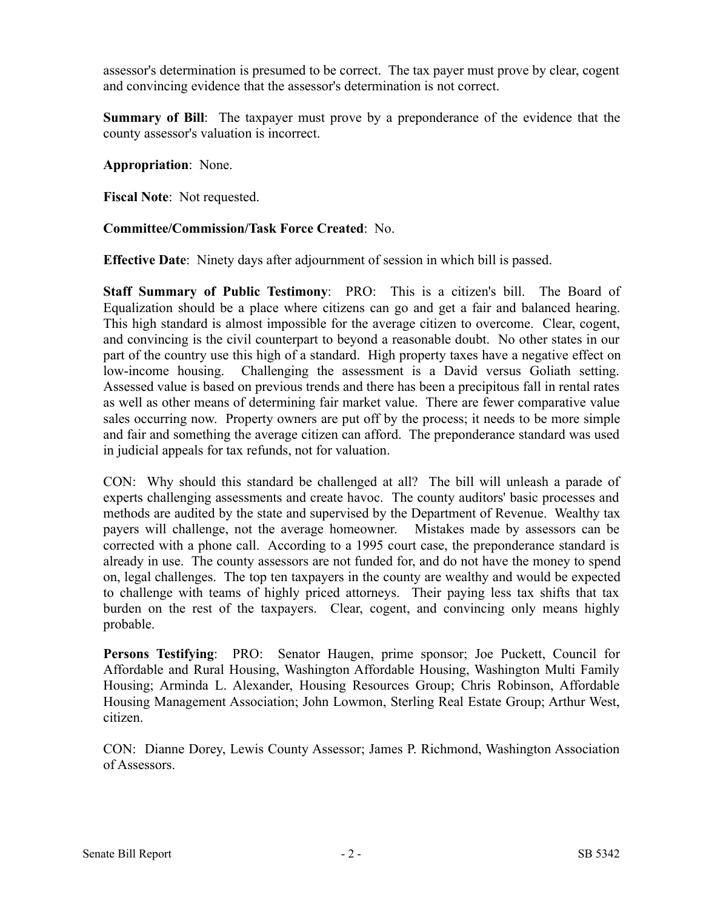assessor's determination is presumed to be correct. The tax payer must prove by clear, cogent and convincing evidence that the assessor's determination is not correct.

**Summary of Bill**: The taxpayer must prove by a preponderance of the evidence that the county assessor's valuation is incorrect.

**Appropriation**: None.

**Fiscal Note**: Not requested.

**Committee/Commission/Task Force Created**: No.

**Effective Date**: Ninety days after adjournment of session in which bill is passed.

**Staff Summary of Public Testimony**: PRO: This is a citizen's bill. The Board of Equalization should be a place where citizens can go and get a fair and balanced hearing. This high standard is almost impossible for the average citizen to overcome. Clear, cogent, and convincing is the civil counterpart to beyond a reasonable doubt. No other states in our part of the country use this high of a standard. High property taxes have a negative effect on low-income housing. Challenging the assessment is a David versus Goliath setting. Assessed value is based on previous trends and there has been a precipitous fall in rental rates as well as other means of determining fair market value. There are fewer comparative value sales occurring now. Property owners are put off by the process; it needs to be more simple and fair and something the average citizen can afford. The preponderance standard was used in judicial appeals for tax refunds, not for valuation.

CON: Why should this standard be challenged at all? The bill will unleash a parade of experts challenging assessments and create havoc. The county auditors' basic processes and methods are audited by the state and supervised by the Department of Revenue. Wealthy tax payers will challenge, not the average homeowner. Mistakes made by assessors can be corrected with a phone call. According to a 1995 court case, the preponderance standard is already in use. The county assessors are not funded for, and do not have the money to spend on, legal challenges. The top ten taxpayers in the county are wealthy and would be expected to challenge with teams of highly priced attorneys. Their paying less tax shifts that tax burden on the rest of the taxpayers. Clear, cogent, and convincing only means highly probable.

**Persons Testifying**: PRO: Senator Haugen, prime sponsor; Joe Puckett, Council for Affordable and Rural Housing, Washington Affordable Housing, Washington Multi Family Housing; Arminda L. Alexander, Housing Resources Group; Chris Robinson, Affordable Housing Management Association; John Lowmon, Sterling Real Estate Group; Arthur West, citizen.

CON: Dianne Dorey, Lewis County Assessor; James P. Richmond, Washington Association of Assessors.